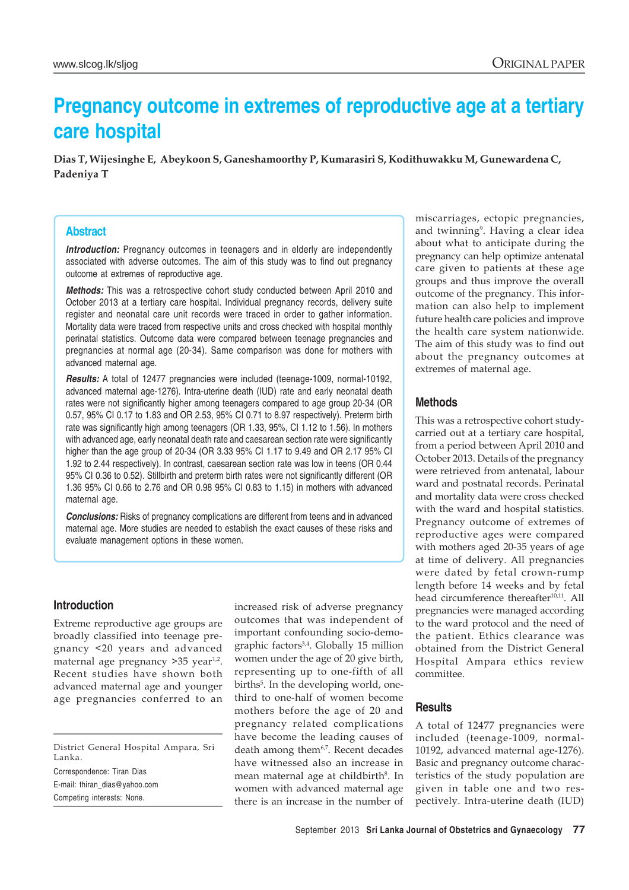# Pregnancy outcome in extremes of reproductive age at a tertiary care hospital

**Dias T, Wijesinghe E, Abeykoon S, Ganeshamoorthy P, Kumarasiri S, Kodithuwakku M, Gunewardena C, Padeniya T**

## Abstract

***Introduction:*** Pregnancy outcomes in teenagers and in elderly are independently associated with adverse outcomes. The aim of this study was to find out pregnancy outcome at extremes of reproductive age.

***Methods:*** This was a retrospective cohort study conducted between April 2010 and October 2013 at a tertiary care hospital. Individual pregnancy records, delivery suite register and neonatal care unit records were traced in order to gather information. Mortality data were traced from respective units and cross checked with hospital monthly perinatal statistics. Outcome data were compared between teenage pregnancies and pregnancies at normal age (20-34). Same comparison was done for mothers with advanced maternal age.

***Results:*** A total of 12477 pregnancies were included (teenage-1009, normal-10192, advanced maternal age-1276). Intra-uterine death (IUD) rate and early neonatal death rates were not significantly higher among teenagers compared to age group 20-34 (OR 0.57, 95% CI 0.17 to 1.83 and OR 2.53, 95% CI 0.71 to 8.97 respectively). Preterm birth rate was significantly high among teenagers (OR 1.33, 95%, CI 1.12 to 1.56). In mothers with advanced age, early neonatal death rate and caesarean section rate were significantly higher than the age group of 20-34 (OR 3.33 95% CI 1.17 to 9.49 and OR 2.17 95% CI 1.92 to 2.44 respectively). In contrast, caesarean section rate was low in teens (OR 0.44 95% CI 0.36 to 0.52). Stillbirth and preterm birth rates were not significantly different (OR 1.36 95% CI 0.66 to 2.76 and OR 0.98 95% CI 0.83 to 1.15) in mothers with advanced maternal age.

***Conclusions:*** Risks of pregnancy complications are different from teens and in advanced maternal age. More studies are needed to establish the exact causes of these risks and evaluate management options in these women.

## Introduction

Extreme reproductive age groups are broadly classified into teenage pregnancy <20 years and advanced maternal age pregnancy >35 year[1,2]. Recent studies have shown both advanced maternal age and younger age pregnancies conferred to an increased risk of adverse pregnancy outcomes that was independent of important confounding socio-demographic factors[3,4]. Globally 15 million women under the age of 20 give birth, representing up to one-fifth of all births[5]. In the developing world, one-third to one-half of women become mothers before the age of 20 and pregnancy related complications have become the leading causes of death among them[6,7]. Recent decades have witnessed also an increase in mean maternal age at childbirth[8]. In women with advanced maternal age there is an increase in the number of miscarriages, ectopic pregnancies, and twinning[9]. Having a clear idea about what to anticipate during the pregnancy can help optimize antenatal care given to patients at these age groups and thus improve the overall outcome of the pregnancy. This information can also help to implement future health care policies and improve the health care system nationwide. The aim of this study was to find out about the pregnancy outcomes at extremes of maternal age.

District General Hospital Ampara, Sri Lanka.

Correspondence: Tiran Dias

E-mail: thiran_dias@yahoo.com

Competing interests: None.

## Methods

This was a retrospective cohort study carried out at a tertiary care hospital, from a period between April 2010 and October 2013. Details of the pregnancy were retrieved from antenatal, labour ward and postnatal records. Perinatal and mortality data were cross checked with the ward and hospital statistics. Pregnancy outcome of extremes of reproductive ages were compared with mothers aged 20-35 years of age at time of delivery. All pregnancies were dated by fetal crown-rump length before 14 weeks and by fetal head circumference thereafter[10,11]. All pregnancies were managed according to the ward protocol and the need of the patient. Ethics clearance was obtained from the District General Hospital Ampara ethics review committee.

## Results

A total of 12477 pregnancies were included (teenage-1009, normal-10192, advanced maternal age-1276). Basic and pregnancy outcome characteristics of the study population are given in table one and two respectively. Intra-uterine death (IUD)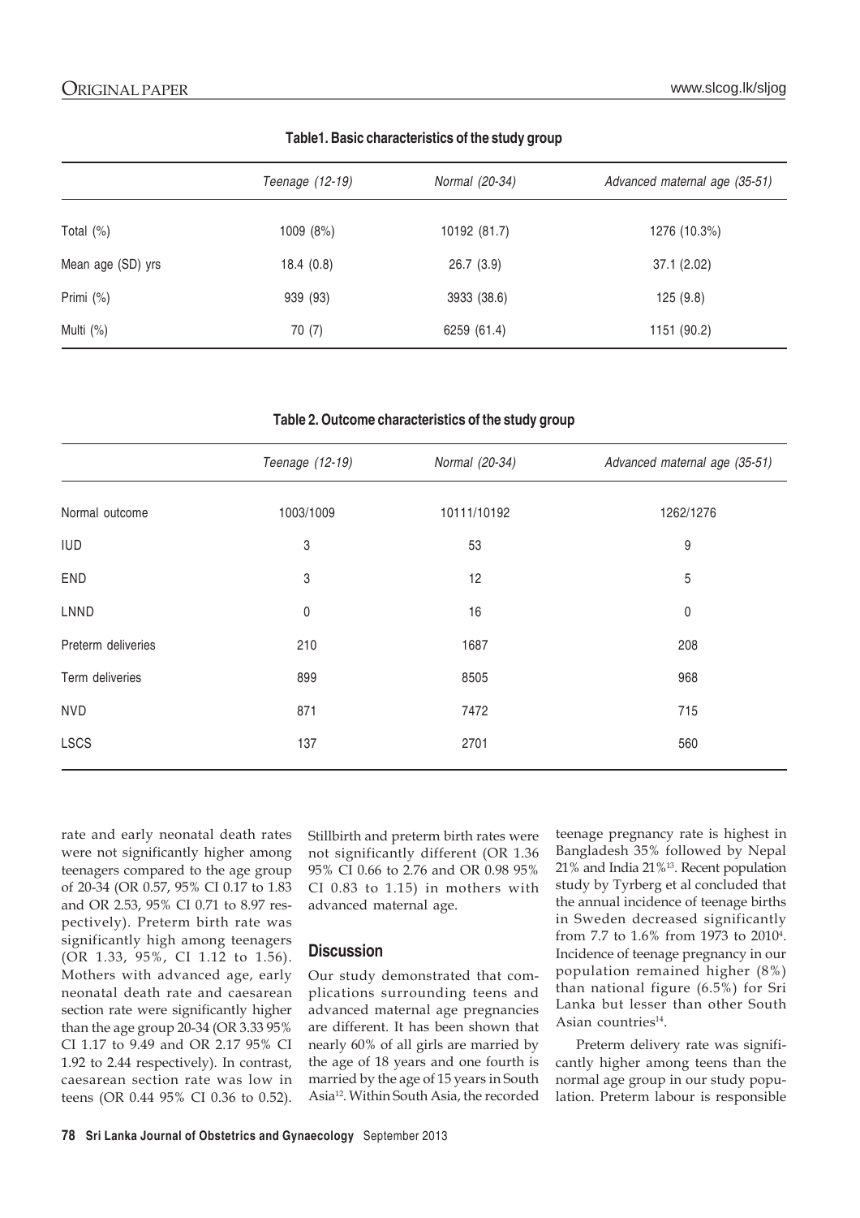**Table1. Basic characteristics of the study group**

| | *Teenage (12-19)* | *Normal (20-34)* | *Advanced maternal age (35-51)* |
|---|---|---|---|
| Total (%) | 1009 (8%) | 10192 (81.7) | 1276 (10.3%) |
| Mean age (SD) yrs | 18.4 (0.8) | 26.7 (3.9) | 37.1 (2.02) |
| Primi (%) | 939 (93) | 3933 (38.6) | 125 (9.8) |
| Multi (%) | 70 (7) | 6259 (61.4) | 1151 (90.2) |

**Table 2. Outcome characteristics of the study group**

| | *Teenage (12-19)* | *Normal (20-34)* | *Advanced maternal age (35-51)* |
|---|---|---|---|
| Normal outcome | 1003/1009 | 10111/10192 | 1262/1276 |
| IUD | 3 | 53 | 9 |
| END | 3 | 12 | 5 |
| LNND | 0 | 16 | 0 |
| Preterm deliveries | 210 | 1687 | 208 |
| Term deliveries | 899 | 8505 | 968 |
| NVD | 871 | 7472 | 715 |
| LSCS | 137 | 2701 | 560 |

rate and early neonatal death rates were not significantly higher among teenagers compared to the age group of 20-34 (OR 0.57, 95% CI 0.17 to 1.83 and OR 2.53, 95% CI 0.71 to 8.97 respectively). Preterm birth rate was significantly high among teenagers (OR 1.33, 95%, CI 1.12 to 1.56). Mothers with advanced age, early neonatal death rate and caesarean section rate were significantly higher than the age group 20-34 (OR 3.33 95% CI 1.17 to 9.49 and OR 2.17 95% CI 1.92 to 2.44 respectively). In contrast, caesarean section rate was low in teens (OR 0.44 95% CI 0.36 to 0.52). Stillbirth and preterm birth rates were not significantly different (OR 1.36 95% CI 0.66 to 2.76 and OR 0.98 95% CI 0.83 to 1.15) in mothers with advanced maternal age.

## Discussion

Our study demonstrated that complications surrounding teens and advanced maternal age pregnancies are different. It has been shown that nearly 60% of all girls are married by the age of 18 years and one fourth is married by the age of 15 years in South Asia[12]. Within South Asia, the recorded teenage pregnancy rate is highest in Bangladesh 35% followed by Nepal 21% and India 21%[13]. Recent population study by Tyrberg et al concluded that the annual incidence of teenage births in Sweden decreased significantly from 7.7 to 1.6% from 1973 to 2010[4]. Incidence of teenage pregnancy in our population remained higher (8%) than national figure (6.5%) for Sri Lanka but lesser than other South Asian countries[14].

Preterm delivery rate was significantly higher among teens than the normal age group in our study population. Preterm labour is responsible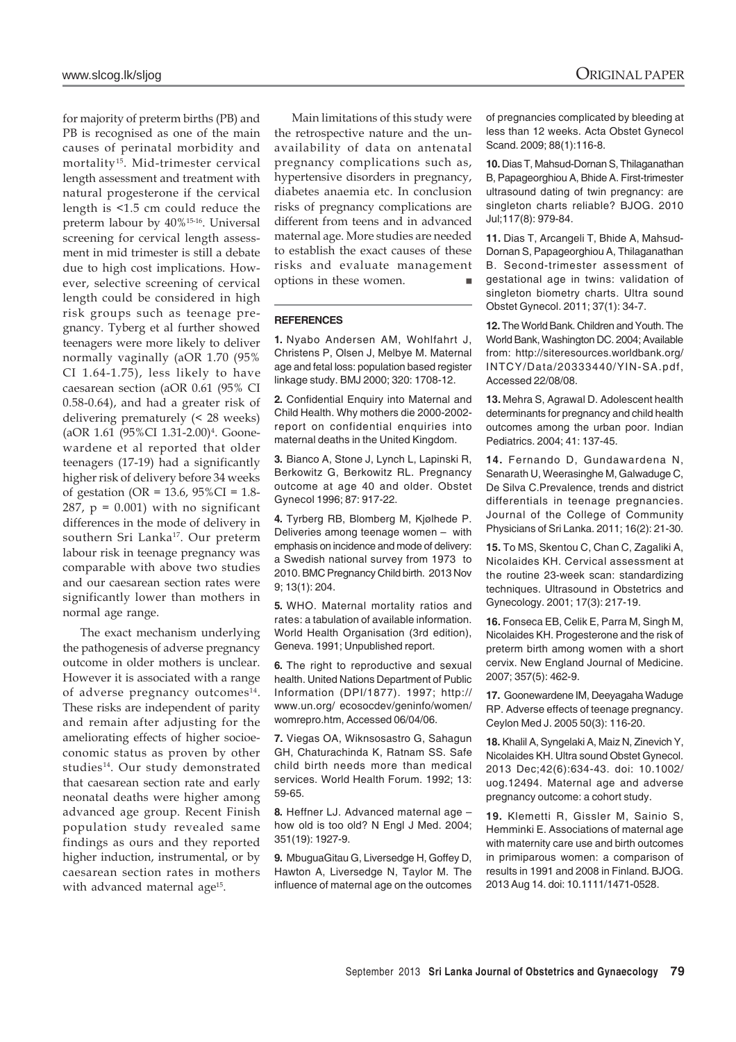for majority of preterm births (PB) and PB is recognised as one of the main causes of perinatal morbidity and mortality[15]. Mid-trimester cervical length assessment and treatment with natural progesterone if the cervical length is <1.5 cm could reduce the preterm labour by 40%[15-16]. Universal screening for cervical length assessment in mid trimester is still a debate due to high cost implications. However, selective screening of cervical length could be considered in high risk groups such as teenage pregnancy. Tyberg et al further showed teenagers were more likely to deliver normally vaginally (aOR 1.70 (95% CI 1.64-1.75), less likely to have caesarean section (aOR 0.61 (95% CI 0.58-0.64), and had a greater risk of delivering prematurely (< 28 weeks) (aOR 1.61 (95%CI 1.31-2.00)[4]. Goonewardene et al reported that older teenagers (17-19) had a significantly higher risk of delivery before 34 weeks of gestation (OR = 13.6, 95%CI = 1.8-287, $p = 0.001$) with no significant differences in the mode of delivery in southern Sri Lanka[17]. Our preterm labour risk in teenage pregnancy was comparable with above two studies and our caesarean section rates were significantly lower than mothers in normal age range.

The exact mechanism underlying the pathogenesis of adverse pregnancy outcome in older mothers is unclear. However it is associated with a range of adverse pregnancy outcomes[14]. These risks are independent of parity and remain after adjusting for the ameliorating effects of higher socioeconomic status as proven by other studies[14]. Our study demonstrated that caesarean section rate and early neonatal deaths were higher among advanced age group. Recent Finish population study revealed same findings as ours and they reported higher induction, instrumental, or by caesarean section rates in mothers with advanced maternal age[15].

Main limitations of this study were the retrospective nature and the unavailability of data on antenatal pregnancy complications such as, hypertensive disorders in pregnancy, diabetes anaemia etc. In conclusion risks of pregnancy complications are different from teens and in advanced maternal age. More studies are needed to establish the exact causes of these risks and evaluate management options in these women.

## REFERENCES

**1.** Nyabo Andersen AM, Wohlfahrt J, Christens P, Olsen J, Melbye M. Maternal age and fetal loss: population based register linkage study. BMJ 2000; 320: 1708-12.

**2.** Confidential Enquiry into Maternal and Child Health. Why mothers die 2000-2002-report on confidential enquiries into maternal deaths in the United Kingdom.

**3.** Bianco A, Stone J, Lynch L, Lapinski R, Berkowitz G, Berkowitz RL. Pregnancy outcome at age 40 and older. Obstet Gynecol 1996; 87: 917-22.

**4.** Tyrberg RB, Blomberg M, Kjølhede P. Deliveries among teenage women – with emphasis on incidence and mode of delivery: a Swedish national survey from 1973 to 2010. BMC Pregnancy Child birth. 2013 Nov 9; 13(1): 204.

**5.** WHO. Maternal mortality ratios and rates: a tabulation of available information. World Health Organisation (3rd edition), Geneva. 1991; Unpublished report.

**6.** The right to reproductive and sexual health. United Nations Department of Public Information (DPI/1877). 1997; http://www.un.org/ ecosocdev/geninfo/women/womrepro.htm, Accessed 06/04/06.

**7.** Viegas OA, Wiknsosastro G, Sahagun GH, Chaturachinda K, Ratnam SS. Safe child birth needs more than medical services. World Health Forum. 1992; 13: 59-65.

**8.** Heffner LJ. Advanced maternal age – how old is too old? N Engl J Med. 2004; 351(19): 1927-9.

**9.** MbuguaGitau G, Liversedge H, Goffey D, Hawton A, Liversedge N, Taylor M. The influence of maternal age on the outcomes of pregnancies complicated by bleeding at less than 12 weeks. Acta Obstet Gynecol Scand. 2009; 88(1):116-8.

**10.** Dias T, Mahsud-Dornan S, Thilaganathan B, Papageorghiou A, Bhide A. First-trimester ultrasound dating of twin pregnancy: are singleton charts reliable? BJOG. 2010 Jul;117(8): 979-84.

**11.** Dias T, Arcangeli T, Bhide A, Mahsud-Dornan S, Papageorghiou A, Thilaganathan B. Second-trimester assessment of gestational age in twins: validation of singleton biometry charts. Ultra sound Obstet Gynecol. 2011; 37(1): 34-7.

**12.** The World Bank. Children and Youth. The World Bank, Washington DC. 2004; Available from: http://siteresources.worldbank.org/INTCY/Data/20333440/YIN-SA.pdf, Accessed 22/08/08.

**13.** Mehra S, Agrawal D. Adolescent health determinants for pregnancy and child health outcomes among the urban poor. Indian Pediatrics. 2004; 41: 137-45.

**14.** Fernando D, Gundawardena N, Senarath U, Weerasinghe M, Galwaduge C, De Silva C.Prevalence, trends and district differentials in teenage pregnancies. Journal of the College of Community Physicians of Sri Lanka. 2011; 16(2): 21-30.

**15.** To MS, Skentou C, Chan C, Zagaliki A, Nicolaides KH. Cervical assessment at the routine 23-week scan: standardizing techniques. Ultrasound in Obstetrics and Gynecology. 2001; 17(3): 217-19.

**16.** Fonseca EB, Celik E, Parra M, Singh M, Nicolaides KH. Progesterone and the risk of preterm birth among women with a short cervix. New England Journal of Medicine. 2007; 357(5): 462-9.

**17.** Goonewardene IM, Deeyagaha Waduge RP. Adverse effects of teenage pregnancy. Ceylon Med J. 2005 50(3): 116-20.

**18.** Khalil A, Syngelaki A, Maiz N, Zinevich Y, Nicolaides KH. Ultra sound Obstet Gynecol. 2013 Dec;42(6):634-43. doi: 10.1002/uog.12494. Maternal age and adverse pregnancy outcome: a cohort study.

**19.** Klemetti R, Gissler M, Sainio S, Hemminki E. Associations of maternal age with maternity care use and birth outcomes in primiparous women: a comparison of results in 1991 and 2008 in Finland. BJOG. 2013 Aug 14. doi: 10.1111/1471-0528.